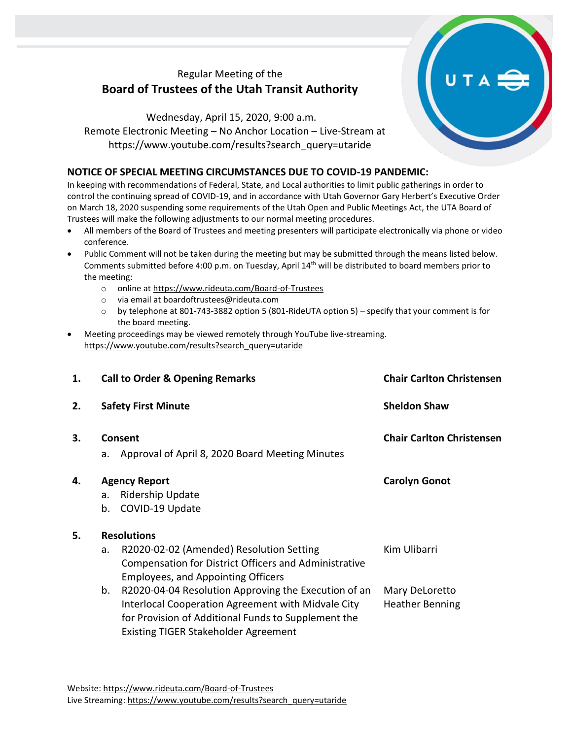Regular Meeting of the

# Board of Trustees of the Utah Transit Authority

Wednesday, April 15, 2020, 9:00 a.m.
Remote Electronic Meeting – No Anchor Location – Live-Stream at
https://www.youtube.com/results?search_query=utaride

**NOTICE OF SPECIAL MEETING CIRCUMSTANCES DUE TO COVID-19 PANDEMIC:**

In keeping with recommendations of Federal, State, and Local authorities to limit public gatherings in order to control the continuing spread of COVID-19, and in accordance with Utah Governor Gary Herbert's Executive Order on March 18, 2020 suspending some requirements of the Utah Open and Public Meetings Act, the UTA Board of Trustees will make the following adjustments to our normal meeting procedures.

- All members of the Board of Trustees and meeting presenters will participate electronically via phone or video conference.
- Public Comment will not be taken during the meeting but may be submitted through the means listed below. Comments submitted before 4:00 p.m. on Tuesday, April 14th will be distributed to board members prior to the meeting:
  - online at https://www.rideuta.com/Board-of-Trustees
  - via email at boardoftrustees@rideuta.com
  - by telephone at 801-743-3882 option 5 (801-RideUTA option 5) – specify that your comment is for the board meeting.
- Meeting proceedings may be viewed remotely through YouTube live-streaming. https://www.youtube.com/results?search_query=utaride

1. **Call to Order & Opening Remarks** — **Chair Carlton Christensen**

2. **Safety First Minute** — **Sheldon Shaw**

3. **Consent** — **Chair Carlton Christensen**
   a. Approval of April 8, 2020 Board Meeting Minutes

4. **Agency Report** — **Carolyn Gonot**
   a. Ridership Update
   b. COVID-19 Update

5. **Resolutions**
   a. R2020-02-02 (Amended) Resolution Setting Compensation for District Officers and Administrative Employees, and Appointing Officers — Kim Ulibarri
   b. R2020-04-04 Resolution Approving the Execution of an Interlocal Cooperation Agreement with Midvale City for Provision of Additional Funds to Supplement the Existing TIGER Stakeholder Agreement — Mary DeLoretto, Heather Benning

Website: https://www.rideuta.com/Board-of-Trustees
Live Streaming: https://www.youtube.com/results?search_query=utaride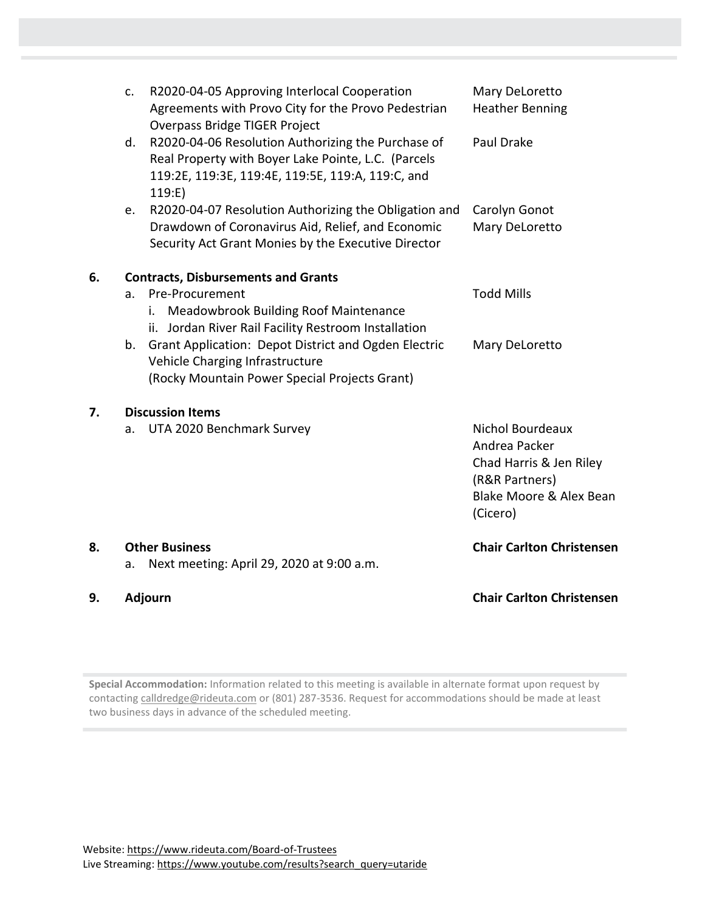c. R2020-04-05 Approving Interlocal Cooperation Agreements with Provo City for the Provo Pedestrian Overpass Bridge TIGER Project — Mary DeLoretto, Heather Benning

d. R2020-04-06 Resolution Authorizing the Purchase of Real Property with Boyer Lake Pointe, L.C. (Parcels 119:2E, 119:3E, 119:4E, 119:5E, 119:A, 119:C, and 119:E) — Paul Drake

e. R2020-04-07 Resolution Authorizing the Obligation and Drawdown of Coronavirus Aid, Relief, and Economic Security Act Grant Monies by the Executive Director — Carolyn Gonot, Mary DeLoretto

**6. Contracts, Disbursements and Grants**

a. Pre-Procurement — Todd Mills
   i. Meadowbrook Building Roof Maintenance
   ii. Jordan River Rail Facility Restroom Installation

b. Grant Application: Depot District and Ogden Electric Vehicle Charging Infrastructure (Rocky Mountain Power Special Projects Grant) — Mary DeLoretto

**7. Discussion Items**

a. UTA 2020 Benchmark Survey — Nichol Bourdeaux, Andrea Packer, Chad Harris & Jen Riley (R&R Partners), Blake Moore & Alex Bean (Cicero)

**8. Other Business** — **Chair Carlton Christensen**

a. Next meeting: April 29, 2020 at 9:00 a.m.

**9. Adjourn** — **Chair Carlton Christensen**

**Special Accommodation:** Information related to this meeting is available in alternate format upon request by contacting calldredge@rideuta.com or (801) 287-3536. Request for accommodations should be made at least two business days in advance of the scheduled meeting.

Website: https://www.rideuta.com/Board-of-Trustees
Live Streaming: https://www.youtube.com/results?search_query=utaride